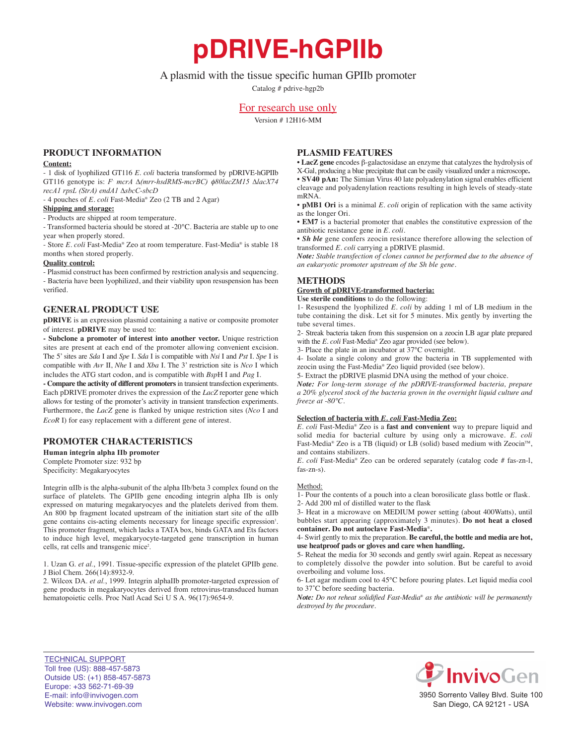# pDRIVE-hGPIIb

A plasmid with the tissue specific human GPIIb promoter

Catalog # pdrive-hgp2b

For research use only

Version # 12H16-MM

## PRODUCT INFORMATION

**Content:**

- 1 disk of lyophilized GT116 *E. coli* bacteria transformed by pDRIVE-hGPIIb GT116 genotype is: *F⁻ mcrA Δ(mrr-hsdRMS-mcrBC) ϕ80lacZM15 ΔlacX74 recA1 rpsL (StrA) endA1 ΔsbcC-sbcD*
- 4 pouches of *E. coli* Fast-Media® Zeo (2 TB and 2 Agar)

**Shipping and storage:**

- Products are shipped at room temperature.
- Transformed bacteria should be stored at -20°C. Bacteria are stable up to one year when properly stored.
- Store *E. coli* Fast-Media® Zeo at room temperature. Fast-Media® is stable 18 months when stored properly.

**Quality control:**

- Plasmid construct has been confirmed by restriction analysis and sequencing.
- Bacteria have been lyophilized, and their viability upon resuspension has been verified.

## GENERAL PRODUCT USE

**pDRIVE** is an expression plasmid containing a native or composite promoter of interest. **pDRIVE** may be used to:

**- Subclone a promoter of interest into another vector.** Unique restriction sites are present at each end of the promoter allowing convenient excision. The 5' sites are *Sda* I and *Spe* I. *Sda* I is compatible with *Nsi* I and *Pst* I. *Spe* I is compatible with *Avr* II, *Nhe* I and *Xba* I. The 3' restriction site is *Nco* I which includes the ATG start codon, and is compatible with *Bsp*H I and *Pag* I.

**- Compare the activity of different promoters** in transient transfection experiments. Each pDRIVE reporter drives the expression of the *LacZ* reporter gene which allows for testing of the promoter's activity in transient transfection experiments. Furthermore, the *LacZ* gene is flanked by unique restriction sites (*Nco* I and *EcoR* I) for easy replacement with a different gene of interest.

## PROMOTER CHARACTERISTICS

**Human integrin alpha IIb promoter**

Complete Promoter size: 932 bp

Specificity: Megakaryocytes

Integrin αIIb is the alpha-subunit of the alpha IIb/beta 3 complex found on the surface of platelets. The GPIIb gene encoding integrin alpha IIb is only expressed on maturing megakaryocyes and the platelets derived from them. An 800 bp fragment located upstream of the initiation start site of the αIIb gene contains cis-acting elements necessary for lineage specific expression[1]. This promoter fragment, which lacks a TATA box, binds GATA and Ets factors to induce high level, megakaryocyte-targeted gene transcription in human cells, rat cells and transgenic mice[2].

1. Uzan G. *et al.*, 1991. Tissue-specific expression of the platelet GPIIb gene. J Biol Chem. 266(14):8932-9.
2. Wilcox DA. *et al.*, 1999. Integrin alphaIIb promoter-targeted expression of gene products in megakaryocytes derived from retrovirus-transduced human hematopoietic cells. Proc Natl Acad Sci U S A. 96(17):9654-9.

## PLASMID FEATURES

- **LacZ gene** encodes β-galactosidase an enzyme that catalyzes the hydrolysis of X-Gal, producing a blue precipitate that can be easily visualized under a microscope**.**
- **SV40 pAn:** The Simian Virus 40 late polyadenylation signal enables efficient cleavage and polyadenylation reactions resulting in high levels of steady-state mRNA.
- **pMB1 Ori** is a minimal *E. coli* origin of replication with the same activity as the longer Ori.
- **EM7** is a bacterial promoter that enables the constitutive expression of the antibiotic resistance gene in *E. coli*.
- ***Sh ble*** gene confers zeocin resistance therefore allowing the selection of transformed *E. coli* carrying a pDRIVE plasmid.

***Note:*** *Stable transfection of clones cannot be performed due to the absence of an eukaryotic promoter upstream of the Sh ble gene.*

## METHODS

**Growth of pDRIVE-transformed bacteria:**

**Use sterile conditions** to do the following:

1- Resuspend the lyophilized *E. coli* by adding 1 ml of LB medium in the tube containing the disk. Let sit for 5 minutes. Mix gently by inverting the tube several times.

2- Streak bacteria taken from this suspension on a zeocin LB agar plate prepared with the *E. coli* Fast-Media® Zeo agar provided (see below).

3- Place the plate in an incubator at 37°C overnight.

4- Isolate a single colony and grow the bacteria in TB supplemented with zeocin using the Fast-Media® Zeo liquid provided (see below).

5- Extract the pDRIVE plasmid DNA using the method of your choice.

***Note:*** *For long-term storage of the pDRIVE-transformed bacteria, prepare a 20% glycerol stock of the bacteria grown in the overnight liquid culture and freeze at -80°C.*

**Selection of bacteria with *E. coli* Fast-Media Zeo:**

*E. coli* Fast-Media® Zeo is a **fast and convenient** way to prepare liquid and solid media for bacterial culture by using only a microwave. *E. coli* Fast-Media® Zeo is a TB (liquid) or LB (solid) based medium with Zeocin™, and contains stabilizers.

*E. coli* Fast-Media® Zeo can be ordered separately (catalog code # fas-zn-l, fas-zn-s).

Method:

1- Pour the contents of a pouch into a clean borosilicate glass bottle or flask.

2- Add 200 ml of distilled water to the flask

3- Heat in a microwave on MEDIUM power setting (about 400Watts), until bubbles start appearing (approximately 3 minutes). **Do not heat a closed container. Do not autoclave Fast-Media®.**

4- Swirl gently to mix the preparation. **Be careful, the bottle and media are hot, use heatproof pads or gloves and care when handling.**

5- Reheat the media for 30 seconds and gently swirl again. Repeat as necessary to completely dissolve the powder into solution. But be careful to avoid overboiling and volume loss.

6- Let agar medium cool to 45°C before pouring plates. Let liquid media cool to 37°C before seeding bacteria.

***Note:*** *Do not reheat solidified Fast-Media® as the antibiotic will be permanently destroyed by the procedure.*

TECHNICAL SUPPORT
Toll free (US): 888-457-5873
Outside US: (+1) 858-457-5873
Europe: +33 562-71-69-39
E-mail: info@invivogen.com
Website: www.invivogen.com

InvivoGen
3950 Sorrento Valley Blvd. Suite 100
San Diego, CA 92121 - USA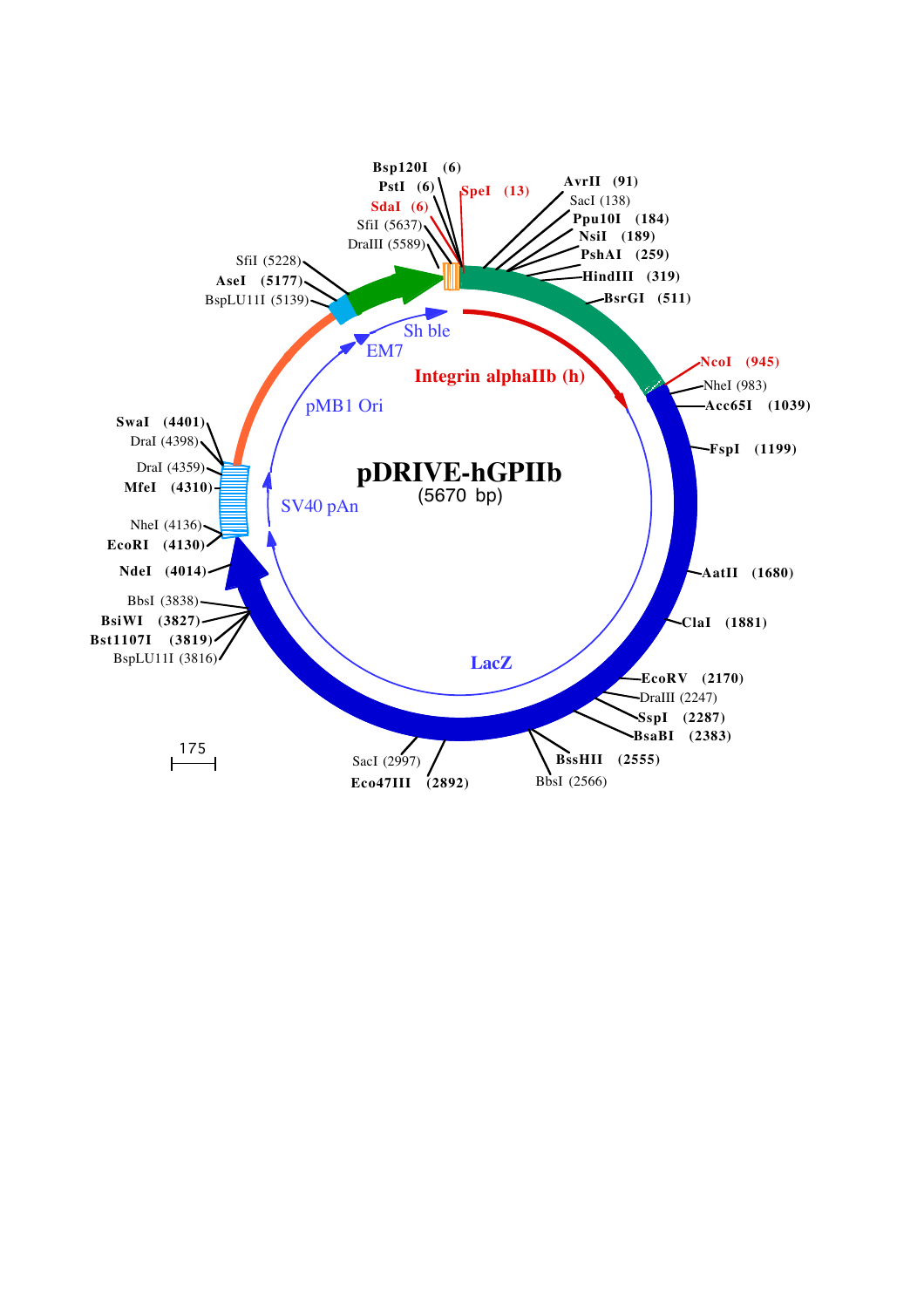# pDRIVE-hGPIIb

(5670 bp)

- Bsp120I (6)
- PstI (6)
- SdaI (6)
- SpeI (13)
- AvrII (91)
- SacI (138)
- Ppu10I (184)
- NsiI (189)
- PshAI (259)
- HindIII (319)
- BsrGI (511)
- NcoI (945)
- NheI (983)
- Acc65I (1039)
- FspI (1199)
- AatII (1680)
- ClaI (1881)
- EcoRV (2170)
- DraIII (2247)
- SspI (2287)
- BsaBI (2383)
- BssHII (2555)
- BbsI (2566)
- Eco47III (2892)
- SacI (2997)
- BspLU11I (3816)
- Bst1107I (3819)
- BsiWI (3827)
- BbsI (3838)
- NdeI (4014)
- EcoRI (4130)
- NheI (4136)
- MfeI (4310)
- DraI (4359)
- DraI (4398)
- SwaI (4401)
- BspLU11I (5139)
- AseI (5177)
- SfiI (5228)
- DraIII (5589)
- SfiI (5637)

Features: Integrin alphaIIb (h), LacZ, SV40 pAn, pMB1 Ori, EM7, Sh ble

Scale: 175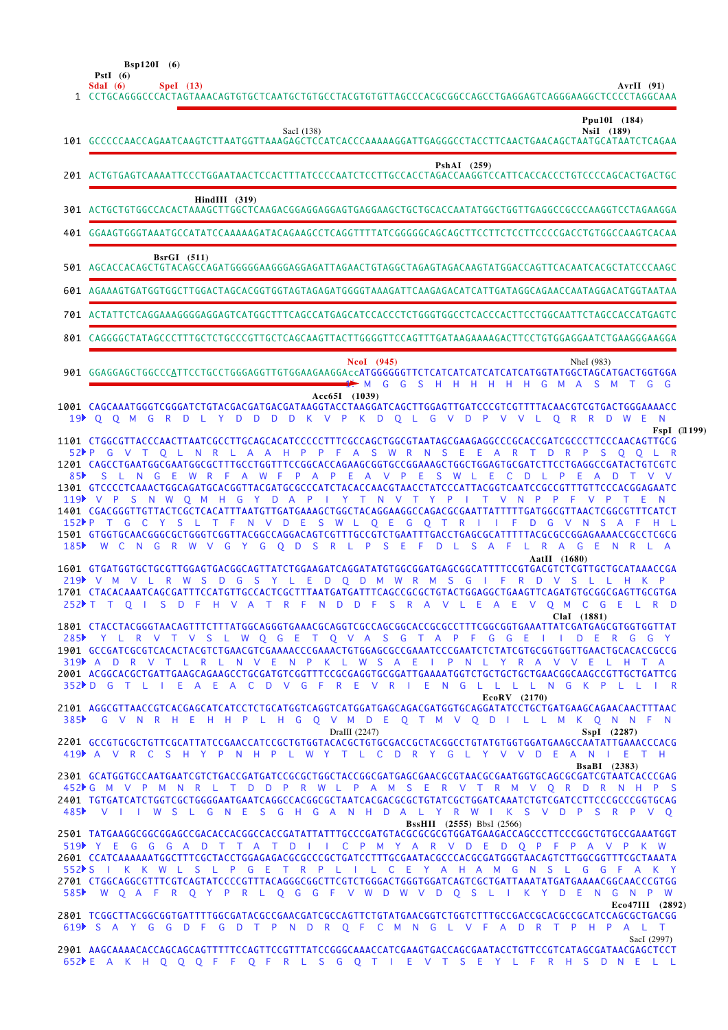```
        Bsp120I  (6)
        PstI  (6)
        SdaI  (6)      SpeI  (13)                                                                    AvrII  (91)
   1  CCTGCAGGGCCCACTAGTAAACAGTGTGCTCAATGCTGTGCCTACGTGTGTTAGCCCACGCGGCCAGCCTGAGGAGTCAGGGAAGGCTCCCCTAGGCAAA

                                                                                            Ppu10I  (184)
                                          SacI (138)                                        NsiI  (189)
 101  GCCCCCAACCAGAATCAAGTCTTAATGGTTAAAGAGCTCCATCACCCAAAAAGGATTGAGGGCCTACCTTCAACTGAACAGCTAATGCATAATCTCAGAA

                                                                          PshAI  (259)
 201  ACTGTGAGTCAAAATTCCTGGAATAACTCCACTTTATCCCCAATCTCCTTGCCACCTAGACCAAGGTCCATTCACCACCCTGTCCCCAGCACTGACTGC

                   HindIII  (319)
 301  ACTGCTGTGGCCACACTAAAGCTTGGCTCAAGACGGAGGAGGAGTGAGGAAGCTGCTGCACCAATATGGCTGGTTGAGGCCGCCCAAGGTCCTAGAAGGA

 401  GGAAGTGGGTAAATGCCATATCCAAAAAGATACAGAAGCCTCAGGTTTTATCGGGGGCAGCAGCTTCCTTCTCCTTCCCCGACCTGTGGCCAAGTCACAA

                BsrGI  (511)
 501  AGCACCACAGCTGTACAGCCAGATGGGGGAAGGGAGGAGATTAGAACTGTAGGCTAGAGTAGACAAGTATGGACCAGTTCACAATCACGCTATCCCAAGC

 601  AGAAAGTGATGGTGGCTTGGACTAGCACGGTGGTAGTAGAGATGGGGTAAAGATTCAAGAGACATCATTGATAGGCAGAACCAATAGGACATGGTAATAA

 701  ACTATTCTCAGGAAAGGGGAGGAGTCATGGCTTTCAGCCATGAGCATCCACCCTCTGGGTGGCCTCACCCACTTCCTGGCAATTCTAGCCACCATGAGTC

 801  CAGGGGCTATAGCCCTTTGCTCTGCCCGTTGCTCAGCAAGTTACTTGGGGTTCCAGTTTGATAAGAAAAGACTTCCTGTGGAGGAATCTGAAGGGAAGGA

                                                   NcoI  (945)                                   NheI (983)
 901  GGAGGAGCTGGCCCATTCCTGCCTGGGAGGTTGTGGAAGAAGGACCATGGGGGGTTCTCATCATCATCATCATCATGGTATGGCTAGCATGACTGGTGGA
   1▸                                                M  G  G  S  H  H  H  H  H  H  G  M  A  S  M  T  G  G

                                                  Acc65I  (1039)
1001  CAGCAAATGGGTCGGGATCTGTACGACGATGACGATAAGGTACCTAAGGATCAGCTTGGAGTTGATCCCGTCGTTTTACAACGTCGTGACTGGGAAAACC
  19▸  Q  Q  M  G  R  D  L  Y  D  D  D  D  K  V  P  K  D  Q  L  G  V  D  P  V  V  L  Q  R  R  D  W  E  N
                                                                                                 FspI  (1199)
1101  CTGGCGTTACCCAACTTAATCGCCTTGCAGCACATCCCCCTTTCGCCAGCTGGCGTAATAGCGAAGAGGCCCGCACCGATCGCCCTTCCCAACAGTTGCG
  52▸ P  G  V  T  Q  L  N  R  L  A  A  H  P  P  F  A  S  W  R  N  S  E  E  A  R  T  D  R  P  S  Q  Q  L  R
1201  CAGCCTGAATGGCGAATGGCGCTTTGCCTGGTTTCCGGCACCAGAAGCGGTGCCGGAAAGCTGGCTGGAGTGCGATCTTCCTGAGGCCGATACTGTCGTC
  85▸  S  L  N  G  E  W  R  F  A  W  F  P  A  P  E  A  V  P  E  S  W  L  E  C  D  L  P  E  A  D  T  V  V
1301  GTCCCCTCAAACTGGCAGATGCACGGTTACGATGCGCCCATCTACACCAACGTAACCTATCCCATTACGGTCAATCCGCCGTTTGTTCCCACGGAGAATC
 119▸  V  P  S  N  W  Q  M  H  G  Y  D  A  P  I  Y  T  N  V  T  Y  P  I  T  V  N  P  P  F  V  P  T  E  N
1401  CGACGGGTTGTTACTCGCTCACATTTAATGTTGATGAAAGCTGGCTACAGGAAGGCCAGACGCGAATTATTTTTGATGGCGTTAACTCGGCGTTTCATCT
 152▸ P  T  G  C  Y  S  L  T  F  N  V  D  E  S  W  L  Q  E  G  Q  T  R  I  I  F  D  G  V  N  S  A  F  H  L
1501  GTGGTGCAACGGGCGCTGGGTCGGTTACGGCCAGGACAGTCGTTTGCCGTCTGAATTTGACCTGAGCGCATTTTTACGCGCCGGAGAAAACCGCCTCGCG
 185▸  W  C  N  G  R  W  V  G  Y  G  Q  D  S  R  L  P  S  E  F  D  L  S  A  F  L  R  A  G  E  N  R  L  A
                                                                                      AatII  (1680)
1601  GTGATGGTGCTGCGTTGGAGTGACGGCAGTTATCTGGAAGATCAGGATATGTGGCGGATGAGCGGCATTTTCCGTGACGTCTCGTTGCTGCATAAACCGA
 219▸  V  M  V  L  R  W  S  D  G  S  Y  L  E  D  Q  D  M  W  R  M  S  G  I  F  R  D  V  S  L  L  H  K  P
1701  CTACACAAATCAGCGATTTCCATGTTGCCACTCGCTTTAATGATGATTTCAGCCGCGCTGTACTGGAGGCTGAAGTTCAGATGTGCGGCGAGTTGCGTGA
 252▸ T  T  Q  I  S  D  F  H  V  A  T  R  F  N  D  D  F  S  R  A  V  L  E  A  E  V  Q  M  C  G  E  L  R  D
                                                                                      ClaI  (1881)
1801  CTACCTACGGGTAACAGTTTCTTTATGGCAGGGTGAAACGCAGGTCGCCAGCGGCACCGCGCCTTTCGGCGGTGAAATTATCGATGAGCGTGGTGGTTAT
 285▸  Y  L  R  V  T  V  S  L  W  Q  G  E  T  Q  V  A  S  G  T  A  P  F  G  G  E  I  I  D  E  R  G  G  Y
1901  GCCGATCGCGTCACACTACGTCTGAACGTCGAAAACCCGAAACTGTGGAGCGCCGAAATCCCGAATCTCTATCGTGCGGTGGTTGAACTGCACACCGCCG
 319▸ A  D  R  V  T  L  R  L  N  V  E  N  P  K  L  W  S  A  E  I  P  N  L  Y  R  A  V  V  E  L  H  T  A
2001  ACGGCACGCTGATTGAAGCAGAAGCCTGCGATGTCGGTTTCCGCGAGGTGCGGATTGAAAATGGTCTGCTGCTGCTGAACGGCAAGCCGTTGCTGATTCG
 352▸ D  G  T  L  I  E  A  E  A  C  D  V  G  F  R  E  V  R  I  E  N  G  L  L  L  L  N  G  K  P  L  L  I  R
                                                                                     EcoRV  (2170)
2101  AGGCGTTAACCGTCACGAGCATCATCCTCTGCATGGTCAGGTCATGGATGAGCAGACGATGGTGCAGGATATCCTGCTGATGAAGCAGAACAACTTTAAC
 385▸  G  V  N  R  H  E  H  H  P  L  H  G  Q  V  M  D  E  Q  T  M  V  Q  D  I  L  L  M  K  Q  N  N  F  N
                                             DraIII  (2247)                                SspI  (2287)
2201  GCCGTGCGCTGTTCGCATTATCCGAACCATCCGCTGTGGTACACGCTGTGCGACCGCTACGGCCTGTATGTGGTGGATGAAGCCAATATTGAAACCCACG
 419▸ A  V  R  C  S  H  Y  P  N  H  P  L  W  Y  T  L  C  D  R  Y  G  L  Y  V  V  D  E  A  N  I  E  T  H
                                                                                          BsaBI  (2383)
2301  GCATGGTGCCAATGAATCGTCTGACCGATGATCCGCGCTGGCTACCGGCGATGAGCGAACGCGTAACGCGAATGGTGCAGCGCGATCGTAATCACCCGAG
 452▸ G  M  V  P  M  N  R  L  T  D  D  P  R  W  L  P  A  M  S  E  R  V  T  R  M  V  Q  R  D  R  N  H  P  S
2401  TGTGATCATCTGGTCGCTGGGGAATGAATCAGGCCACGGCGCTAATCACGACGCGCTGTATCGCTGGATCAAATCTGTCGATCCTTCCCGCCCGGTGCAG
 485▸  V  I  I  W  S  L  G  N  E  S  G  H  G  A  N  H  D  A  L  Y  R  W  I  K  S  V  D  P  S  R  P  V  Q
                                                                BssHII  (2555) BbsI (2566)
2501  TATGAAGGCGGCGGAGCCGACACCACGGCCACCGATATTATTTGCCCGATGTACGCGCGCGTGGATGAAGACCAGCCCTTCCCGGCTGTGCCGAAATGGT
 519▸ Y  E  G  G  G  A  D  T  T  A  T  D  I  I  C  P  M  Y  A  R  V  D  E  D  Q  P  F  P  A  V  P  K  W
2601  CCATCAAAAAATGGCTTTCGCTACCTGGAGAGACGCGCCCGCTGATCCTTTGCGAATACGCCCACGCGATGGGTAACAGTCTTGGCGGTTTCGCTAAATA
 552▸ S  I  K  K  W  L  S  L  P  G  E  T  R  P  L  I  L  C  E  Y  A  H  A  M  G  N  S  L  G  G  F  A  K  Y
2701  CTGGCAGGCGTTTCGTCAGTATCCCCGTTTACAGGGCGGCTTCGTCTGGGACTGGGTGGATCAGTCGCTGATTAAATATGATGAAAACGGCAACCCGTGG
 585▸  W  Q  A  F  R  Q  Y  P  R  L  Q  G  G  F  V  W  D  W  V  D  Q  S  L  I  K  Y  D  E  N  G  N  P  W
                                                                                               Eco47III  (2892)
2801  TCGGCTTACGGCGGTGATTTTGGCGATACGCCGAACGATCGCCAGTTCTGTATGAACGGTCTGGTCTTTGCCGACCGCACGCCGCATCCAGCGCTGACGG
 619▸  S  A  Y  G  G  D  F  G  D  T  P  N  D  R  Q  F  C  M  N  G  L  V  F  A  D  R  T  P  H  P  A  L  T
                                                                                               SacI  (2997)
2901  AAGCAAAACACCAGCAGCAGTTTTTCCAGTTCCGTTTATCCGGGCAAACCATCGAAGTGACCAGCGAATACCTGTTCCGTCATAGCGATAACGAGCTCCT
 652▸ E  A  K  H  Q  Q  Q  F  F  Q  F  R  L  S  G  Q  T  I  E  V  T  S  E  Y  L  F  R  H  S  D  N  E  L  L
```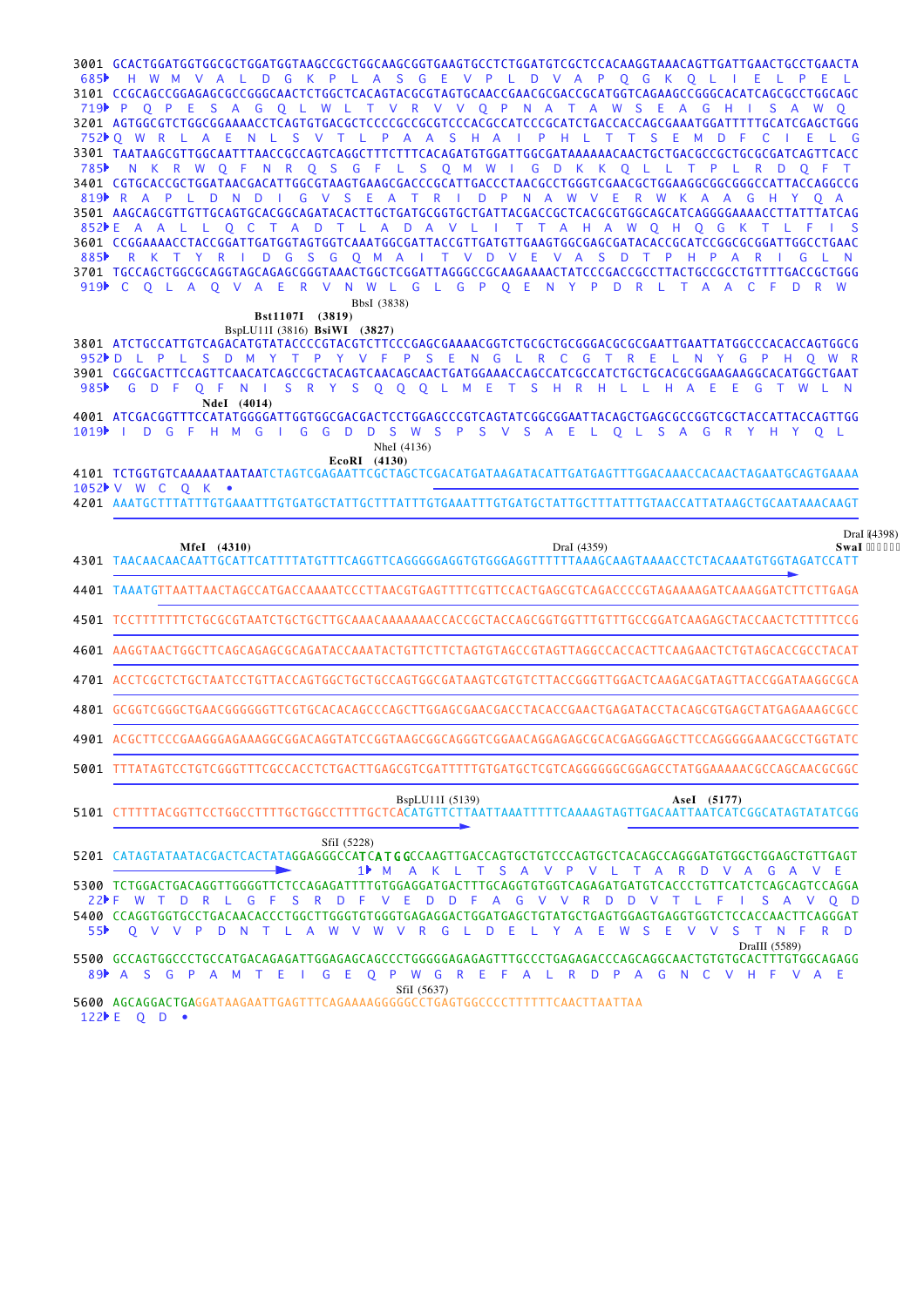```
3001 GCACTGGATGGTGGCGCTGGATGGTAAGCCGCTGGCAAGCGGTGAAGTGCCTCTGGATGTCGCTCCACAAGGTAAACAGTTGATTGAACTGCCTGAACTA
 685▸  H  W  M  V  A  L  D  G  K  P  L  A  S  G  E  V  P  L  D  V  A  P  Q  G  K  Q  L  I  E  L  P  E  L
3101 CCGCAGCCGGAGAGCGCCGGGCAACTCTGGCTCACAGTACGCGTAGTGCAACCGAACGCGACCGCATGGTCAGAAGCCGGGCACATCAGCGCCTGGCAGC
 719▸ P  Q  P  E  S  A  G  Q  L  W  L  T  V  R  V  V  Q  P  N  A  T  A  W  S  E  A  G  H  I  S  A  W  Q
3201 AGTGGCGTCTGGCGGAAAACCTCAGTGTGACGCTCCCCGCCGCGTCCCACGCCATCCCGCATCTGACCACCAGCGAAATGGATTTTTGCATCGAGCTGGG
 752▸ Q  W  R  L  A  E  N  L  S  V  T  L  P  A  A  S  H  A  I  P  H  L  T  T  S  E  M  D  F  C  I  E  L  G
3301 TAATAAGCGTTGGCAATTTAACCGCCAGTCAGGCTTTCTTTCACAGATGTGGATTGGCGATAAAAAACAACTGCTGACGCCGCTGCGCGATCAGTTCACC
 785▸  N  K  R  W  Q  F  N  R  Q  S  G  F  L  S  Q  M  W  I  G  D  K  K  Q  L  L  T  P  L  R  D  Q  F  T
3401 CGTGCACCGCTGGATAACGACATTGGCGTAAGTGAAGCGACCCGCATTGACCCTAACGCCTGGGTCGAACGCTGGAAGGCGGCGGGCCATTACCAGGCCG
 819▸ R  A  P  L  D  N  D  I  G  V  S  E  A  T  R  I  D  P  N  A  W  V  E  R  W  K  A  A  G  H  Y  Q  A
3501 AAGCAGCGTTGTTGCAGTGCACGGCAGATACACTTGCTGATGCGGTGCTGATTACGACCGCTCACGCGTGGCAGCATCAGGGGAAAACCTTATTTATCAG
 852▸ E  A  A  L  L  Q  C  T  A  D  T  L  A  D  A  V  L  I  T  T  A  H  A  W  Q  H  Q  G  K  T  L  F  I  S
3601 CCGGAAAACCTACCGGATTGATGGTAGTGGTCAAATGGCGATTACCGTTGATGTTGAAGTGGCGAGCGATACACCGCATCCGGCGCGGATTGGCCTGAAC
 885▸  R  K  T  Y  R  I  D  G  S  G  Q  M  A  I  T  V  D  V  E  V  A  S  D  T  P  H  P  A  R  I  G  L  N
3701 TGCCAGCTGGCGCAGGTAGCAGAGCGGGTAAACTGGCTCGGATTAGGGCCGCAAGAAAACTATCCCGACCGCCTTACTGCCGCCTGTTTTGACCGCTGGG
 919▸ C  Q  L  A  Q  V  A  E  R  V  N  W  L  G  L  G  P  Q  E  N  Y  P  D  R  L  T  A  A  C  F  D  R  W
                                                                    BbsI (3838)
                                   Bst1107I (3819)
                          BspLU11I (3816) BsiWI (3827)
3801 ATCTGCCATTGTCAGACATGTATACCCCGTACGTCTTCCCGAGCGAAAACGGTCTGCGCTGCGGGACGCGCGAATTGAATTATGGCCCACACCAGTGGCG
 952▸ D  L  P  L  S  D  M  Y  T  P  Y  V  F  P  S  E  N  G  L  R  C  G  T  R  E  L  N  Y  G  P  H  Q  W  R
3901 CGGCGACTTCCAGTTCAACATCAGCCGCTACAGTCAACAGCAACTGATGGAAACCAGCCATCGCCATCTGCTGCACGCGGAAGAAGGCACATGGCTGAAT
 985▸  G  D  F  Q  F  N  I  S  R  Y  S  Q  Q  Q  L  M  E  T  S  H  R  H  L  L  H  A  E  E  G  T  W  L  N
                     NdeI (4014)
4001 ATCGACGGTTTCCATATGGGGATTGGTGGCGACGACTCCTGGAGCCCGTCAGTATCGGCGGAATTACAGCTGAGCGCCGGTCGCTACCATTACCAGTTGG
1019▸ I  D  G  F  H  M  G  I  G  G  D  D  S  W  S  P  S  V  S  A  E  L  Q  L  S  A  G  R  Y  H  Y  Q  L
                                                                    NheI (4136)
                                                    EcoRI (4130)
4101 TCTGGTGTCAAAAATAATAATCTAGTCGAGAATTCGCTAGCTCGACATGATAAGATACATTGATGAGTTTGGACAAACCACAACTAGAATGCAGTGAAAA
1052▸ V  W  C  Q  K  •
4201 AAATGCTTTATTTGTGAAATTTGTGATGCTATTGCTTTATTTGTGAAATTTGTGATGCTATTGCTTTATTTGTAACCATTATAAGCTGCAATAAACAAGT

                                                                                                DraI (4398)
            MfeI (4310)                                              DraI (4359)                SwaI
4301 TAACAACAACAATTGCATTCATTTTATGTTTCAGGTTCAGGGGGAGGTGTGGGAGGTTTTTTAAAGCAAGTAAAACCTCTACAAATGTGGTAGATCCATT
4401 TAAATGTTAATTAACTAGCCATGACCAAAATCCCTTAACGTGAGTTTTCGTTCCACTGAGCGTCAGACCCCGTAGAAAAGATCAAAGGATCTTCTTGAGA
4501 TCCTTTTTTTCTGCGCGTAATCTGCTGCTTGCAAACAAAAAAACCACCGCTACCAGCGGTGGTTTGTTTGCCGGATCAAGAGCTACCAACTCTTTTTCCG
4601 AAGGTAACTGGCTTCAGCAGAGCGCAGATACCAAATACTGTTCTTCTAGTGTAGCCGTAGTTAGGCCACCACTTCAAGAACTCTGTAGCACCGCCTACAT
4701 ACCTCGCTCTGCTAATCCTGTTACCAGTGGCTGCTGCCAGTGGCGATAAGTCGTGTCTTACCGGGTTGGACTCAAGACGATAGTTACCGGATAAGGCGCA
4801 GCGGTCGGGCTGAACGGGGGGTTCGTGCACACAGCCCAGCTTGGAGCGAACGACCTACACCGAACTGAGATACCTACAGCGTGAGCTATGAGAAAGCGCC
4901 ACGCTTCCCGAAGGGAGAAAGGCGGACAGGTATCCGGTAAGCGGCAGGGTCGGAACAGGAGAGCGCACGAGGGAGCTTCCAGGGGGAAACGCCTGGTATC
5001 TTTATAGTCCTGTCGGGTTTCGCCACCTCTGACTTGAGCGTCGATTTTTGTGATGCTCGTCAGGGGGGCGGAGCCTATGGAAAAACGCCAGCAACGCGGC
                                                   BspLU11I (5139)                           AseI (5177)
5101 CTTTTTACGGTTCCTGGCCTTTTGCTGGCCTTTTGCTCACATGTTCTTAATTAAATTTTTCAAAAGTAGTTGACAATTAATCATCGGCATAGTATATCGG
                                    SfiI (5228)
5201 CATAGTATAATACGACTCACTATAGGAGGGCCATCATGGCCAAGTTGACCAGTGCTGTCCCAGTGCTCACAGCCAGGGATGTGGCTGGAGCTGTTGAGT
                                         1▸ M  A  K  L  T  S  A  V  P  V  L  T  A  R  D  V  A  G  A  V  E
5300 TCTGGACTGACAGGTTGGGGTTCTCCAGAGATTTTGTGGAGGATGACTTTGCAGGTGTGGTCAGAGATGATGTCACCCTGTTCATCTCAGCAGTCCAGGA
  22▸ F  W  T  D  R  L  G  F  S  R  D  F  V  E  D  D  F  A  G  V  V  R  D  D  V  T  L  F  I  S  A  V  Q  D
5400 CCAGGTGGTGCCTGACAACACCCTGGCTTGGGTGTGGGTGAGAGGACTGGATGAGCTGTATGCTGAGTGGAGTGAGGTGGTCTCCACCAACTTCAGGGAT
  55▸  Q  V  V  P  D  N  T  L  A  W  V  W  V  R  G  L  D  E  L  Y  A  E  W  S  E  V  V  S  T  N  F  R  D
                                                                                     DraIII (5589)
5500 GCCAGTGGCCCTGCCATGACAGAGATTGGAGAGCAGCCCTGGGGGAGAGAGTTTGCCCTGAGAGACCCAGCAGGCAACTGTGTGCACTTTGTGGCAGAGG
  89▸ A  S  G  P  A  M  T  E  I  G  E  Q  P  W  G  R  E  F  A  L  R  D  P  A  G  N  C  V  H  F  V  A  E
                                                        SfiI (5637)
5600 AGCAGGACTGAGGATAAGAATTGAGTTTCAGAAAAGGGGGCCTGAGTGGCCCCTTTTTTCAACTTAATTAA
 122▸ E  Q  D  •
```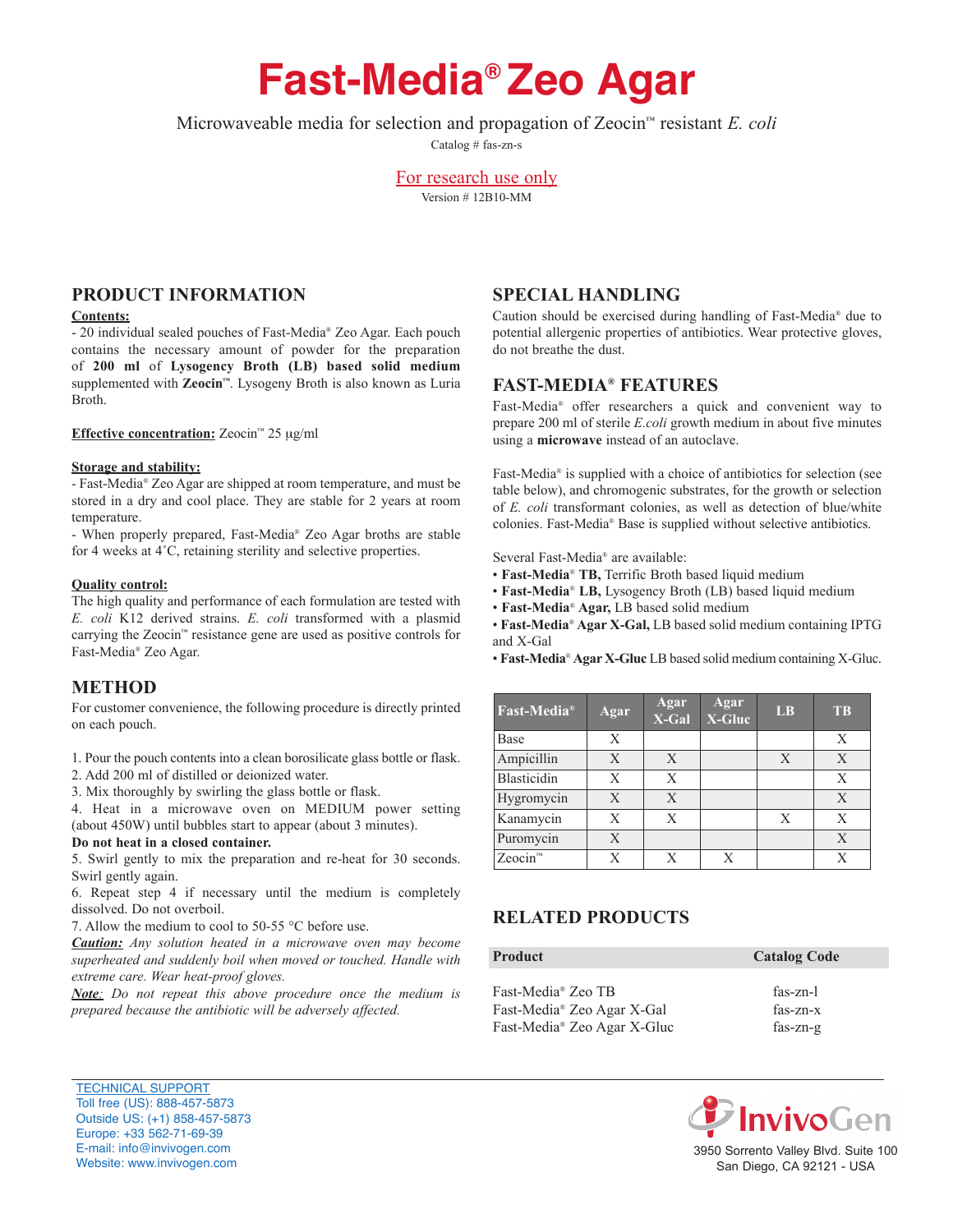# Fast-Media® Zeo Agar

Microwaveable media for selection and propagation of Zeocin™ resistant *E. coli*

Catalog # fas-zn-s

For research use only

Version # 12B10-MM

## PRODUCT INFORMATION

**Contents:**

- 20 individual sealed pouches of Fast-Media® Zeo Agar. Each pouch contains the necessary amount of powder for the preparation of **200 ml** of **Lysogency Broth (LB) based solid medium** supplemented with **Zeocin™**. Lysogeny Broth is also known as Luria Broth.

**Effective concentration:** Zeocin™ 25 µg/ml

**Storage and stability:**

- Fast-Media® Zeo Agar are shipped at room temperature, and must be stored in a dry and cool place. They are stable for 2 years at room temperature.
- When properly prepared, Fast-Media® Zeo Agar broths are stable for 4 weeks at 4˚C, retaining sterility and selective properties.

**Quality control:**

The high quality and performance of each formulation are tested with *E. coli* K12 derived strains. *E. coli* transformed with a plasmid carrying the Zeocin™ resistance gene are used as positive controls for Fast-Media® Zeo Agar.

## METHOD

For customer convenience, the following procedure is directly printed on each pouch.

1. Pour the pouch contents into a clean borosilicate glass bottle or flask.
2. Add 200 ml of distilled or deionized water.
3. Mix thoroughly by swirling the glass bottle or flask.
4. Heat in a microwave oven on MEDIUM power setting (about 450W) until bubbles start to appear (about 3 minutes).

**Do not heat in a closed container.**

5. Swirl gently to mix the preparation and re-heat for 30 seconds. Swirl gently again.
6. Repeat step 4 if necessary until the medium is completely dissolved. Do not overboil.
7. Allow the medium to cool to 50-55 °C before use.

***Caution:*** *Any solution heated in a microwave oven may become superheated and suddenly boil when moved or touched. Handle with extreme care. Wear heat-proof gloves.*

***Note:*** *Do not repeat this above procedure once the medium is prepared because the antibiotic will be adversely affected.*

## SPECIAL HANDLING

Caution should be exercised during handling of Fast-Media® due to potential allergenic properties of antibiotics. Wear protective gloves, do not breathe the dust.

## FAST-MEDIA® FEATURES

Fast-Media® offer researchers a quick and convenient way to prepare 200 ml of sterile *E.coli* growth medium in about five minutes using a **microwave** instead of an autoclave.

Fast-Media® is supplied with a choice of antibiotics for selection (see table below), and chromogenic substrates, for the growth or selection of *E. coli* transformant colonies, as well as detection of blue/white colonies. Fast-Media® Base is supplied without selective antibiotics.

Several Fast-Media® are available:

- **Fast-Media® TB,** Terrific Broth based liquid medium
- **Fast-Media® LB,** Lysogency Broth (LB) based liquid medium
- **Fast-Media® Agar,** LB based solid medium
- **Fast-Media® Agar X-Gal,** LB based solid medium containing IPTG and X-Gal
- **Fast-Media® Agar X-Gluc** LB based solid medium containing X-Gluc.

| Fast-Media® | Agar | Agar X-Gal | Agar X-Gluc | LB | TB |
|---|---|---|---|---|---|
| Base | X | | | | X |
| Ampicillin | X | X | | X | X |
| Blasticidin | X | X | | | X |
| Hygromycin | X | X | | | X |
| Kanamycin | X | X | | X | X |
| Puromycin | X | | | | X |
| Zeocin™ | X | X | X | | X |

## RELATED PRODUCTS

| Product | Catalog Code |
|---|---|
| Fast-Media® Zeo TB | fas-zn-l |
| Fast-Media® Zeo Agar X-Gal | fas-zn-x |
| Fast-Media® Zeo Agar X-Gluc | fas-zn-g |

TECHNICAL SUPPORT
Toll free (US): 888-457-5873
Outside US: (+1) 858-457-5873
Europe: +33 562-71-69-39
E-mail: info@invivogen.com
Website: www.invivogen.com

InvivoGen
3950 Sorrento Valley Blvd. Suite 100
San Diego, CA 92121 - USA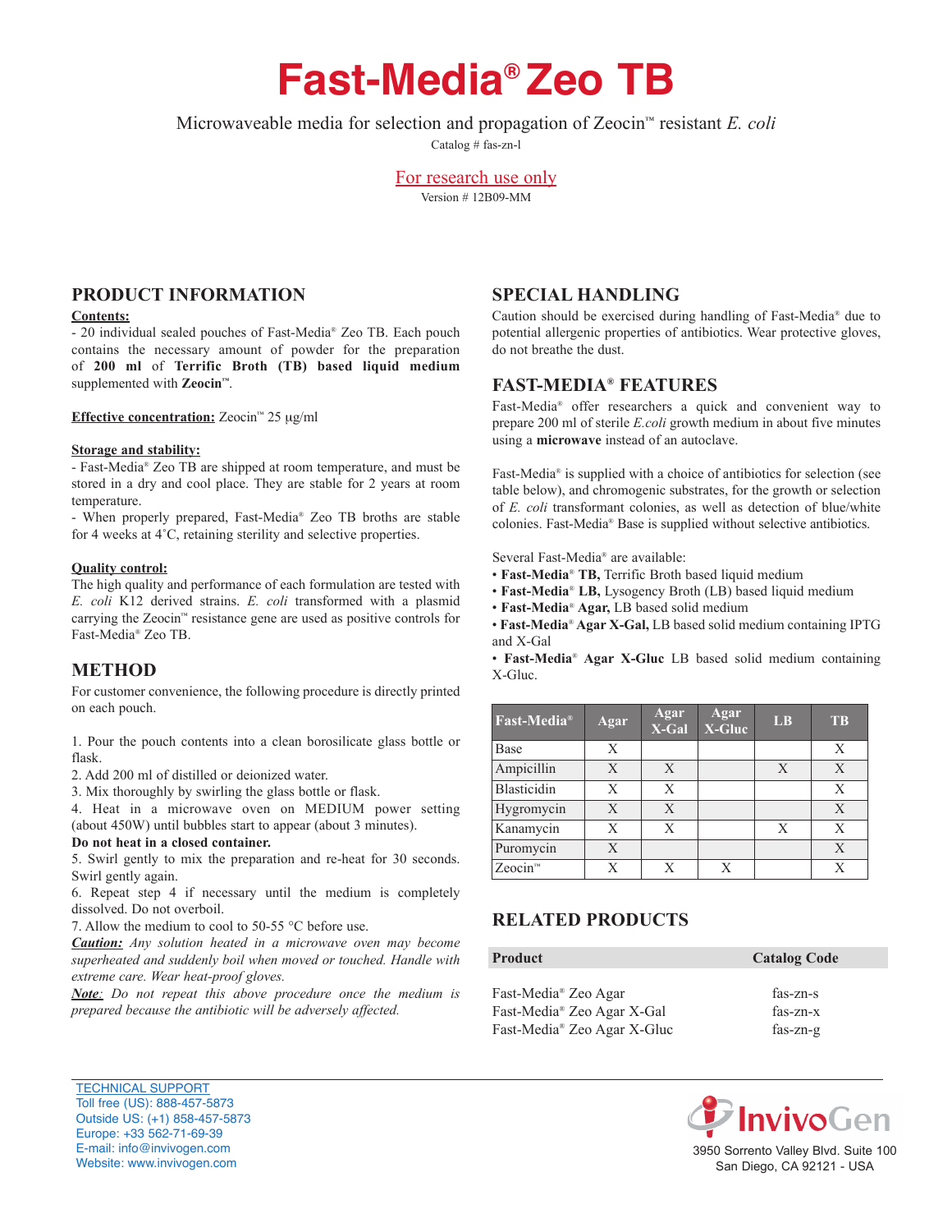# Fast-Media® Zeo TB

Microwaveable media for selection and propagation of Zeocin™ resistant *E. coli*

Catalog # fas-zn-l

For research use only

Version # 12B09-MM

## PRODUCT INFORMATION

**Contents:**

- 20 individual sealed pouches of Fast-Media® Zeo TB. Each pouch contains the necessary amount of powder for the preparation of **200 ml** of **Terrific Broth (TB) based liquid medium** supplemented with **Zeocin™**.

**Effective concentration:** Zeocin™ 25 µg/ml

**Storage and stability:**

- Fast-Media® Zeo TB are shipped at room temperature, and must be stored in a dry and cool place. They are stable for 2 years at room temperature.
- When properly prepared, Fast-Media® Zeo TB broths are stable for 4 weeks at 4˚C, retaining sterility and selective properties.

**Quality control:**

The high quality and performance of each formulation are tested with *E. coli* K12 derived strains. *E. coli* transformed with a plasmid carrying the Zeocin™ resistance gene are used as positive controls for Fast-Media® Zeo TB.

## METHOD

For customer convenience, the following procedure is directly printed on each pouch.

1. Pour the pouch contents into a clean borosilicate glass bottle or flask.
2. Add 200 ml of distilled or deionized water.
3. Mix thoroughly by swirling the glass bottle or flask.
4. Heat in a microwave oven on MEDIUM power setting (about 450W) until bubbles start to appear (about 3 minutes).

**Do not heat in a closed container.**

5. Swirl gently to mix the preparation and re-heat for 30 seconds. Swirl gently again.
6. Repeat step 4 if necessary until the medium is completely dissolved. Do not overboil.
7. Allow the medium to cool to 50-55 °C before use.

***Caution:*** *Any solution heated in a microwave oven may become superheated and suddenly boil when moved or touched. Handle with extreme care. Wear heat-proof gloves.*

***Note:*** *Do not repeat this above procedure once the medium is prepared because the antibiotic will be adversely affected.*

## SPECIAL HANDLING

Caution should be exercised during handling of Fast-Media® due to potential allergenic properties of antibiotics. Wear protective gloves, do not breathe the dust.

## FAST-MEDIA® FEATURES

Fast-Media® offer researchers a quick and convenient way to prepare 200 ml of sterile *E.coli* growth medium in about five minutes using a **microwave** instead of an autoclave.

Fast-Media® is supplied with a choice of antibiotics for selection (see table below), and chromogenic substrates, for the growth or selection of *E. coli* transformant colonies, as well as detection of blue/white colonies. Fast-Media® Base is supplied without selective antibiotics.

Several Fast-Media® are available:

- **Fast-Media® TB,** Terrific Broth based liquid medium
- **Fast-Media® LB,** Lysogency Broth (LB) based liquid medium
- **Fast-Media® Agar,** LB based solid medium
- **Fast-Media® Agar X-Gal,** LB based solid medium containing IPTG and X-Gal
- **Fast-Media® Agar X-Gluc** LB based solid medium containing X-Gluc.

| Fast-Media® | Agar | Agar X-Gal | Agar X-Gluc | LB | TB |
|---|---|---|---|---|---|
| Base | X | | | | X |
| Ampicillin | X | X | | X | X |
| Blasticidin | X | X | | | X |
| Hygromycin | X | X | | | X |
| Kanamycin | X | X | | X | X |
| Puromycin | X | | | | X |
| Zeocin™ | X | X | X | | X |

## RELATED PRODUCTS

| Product | Catalog Code |
|---|---|
| Fast-Media® Zeo Agar | fas-zn-s |
| Fast-Media® Zeo Agar X-Gal | fas-zn-x |
| Fast-Media® Zeo Agar X-Gluc | fas-zn-g |

TECHNICAL SUPPORT
Toll free (US): 888-457-5873
Outside US: (+1) 858-457-5873
Europe: +33 562-71-69-39
E-mail: info@invivogen.com
Website: www.invivogen.com

InvivoGen
3950 Sorrento Valley Blvd. Suite 100
San Diego, CA 92121 - USA